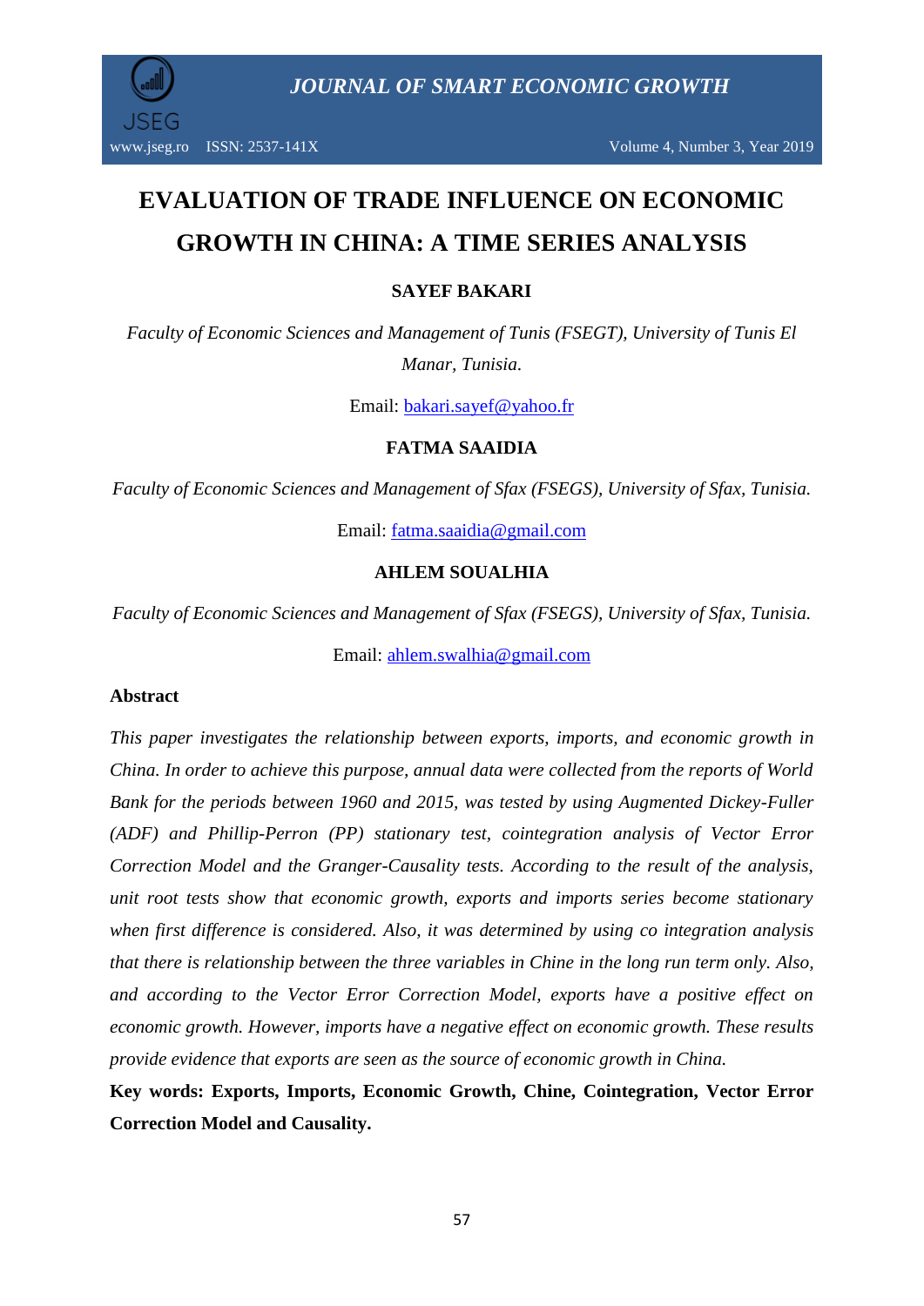# EVALUATION OF TRADE INFLUENCE ON ECONOMIC GROWTH IN CHINA: A TIME SERIES ANALYSIS

**SAYEF BAKARI**

*Faculty of Economic Sciences and Management of Tunis (FSEGT), University of Tunis El Manar, Tunisia.*

Email: bakari.sayef@yahoo.fr

**FATMA SAAIDIA**

*Faculty of Economic Sciences and Management of Sfax (FSEGS), University of Sfax, Tunisia.*

Email: fatma.saaidia@gmail.com

**AHLEM SOUALHIA**

*Faculty of Economic Sciences and Management of Sfax (FSEGS), University of Sfax, Tunisia.*

Email: ahlem.swalhia@gmail.com

## Abstract

*This paper investigates the relationship between exports, imports, and economic growth in China. In order to achieve this purpose, annual data were collected from the reports of World Bank for the periods between 1960 and 2015, was tested by using Augmented Dickey-Fuller (ADF) and Phillip-Perron (PP) stationary test, cointegration analysis of Vector Error Correction Model and the Granger-Causality tests. According to the result of the analysis, unit root tests show that economic growth, exports and imports series become stationary when first difference is considered. Also, it was determined by using co integration analysis that there is relationship between the three variables in Chine in the long run term only. Also, and according to the Vector Error Correction Model, exports have a positive effect on economic growth. However, imports have a negative effect on economic growth. These results provide evidence that exports are seen as the source of economic growth in China.*

**Key words: Exports, Imports, Economic Growth, Chine, Cointegration, Vector Error Correction Model and Causality.**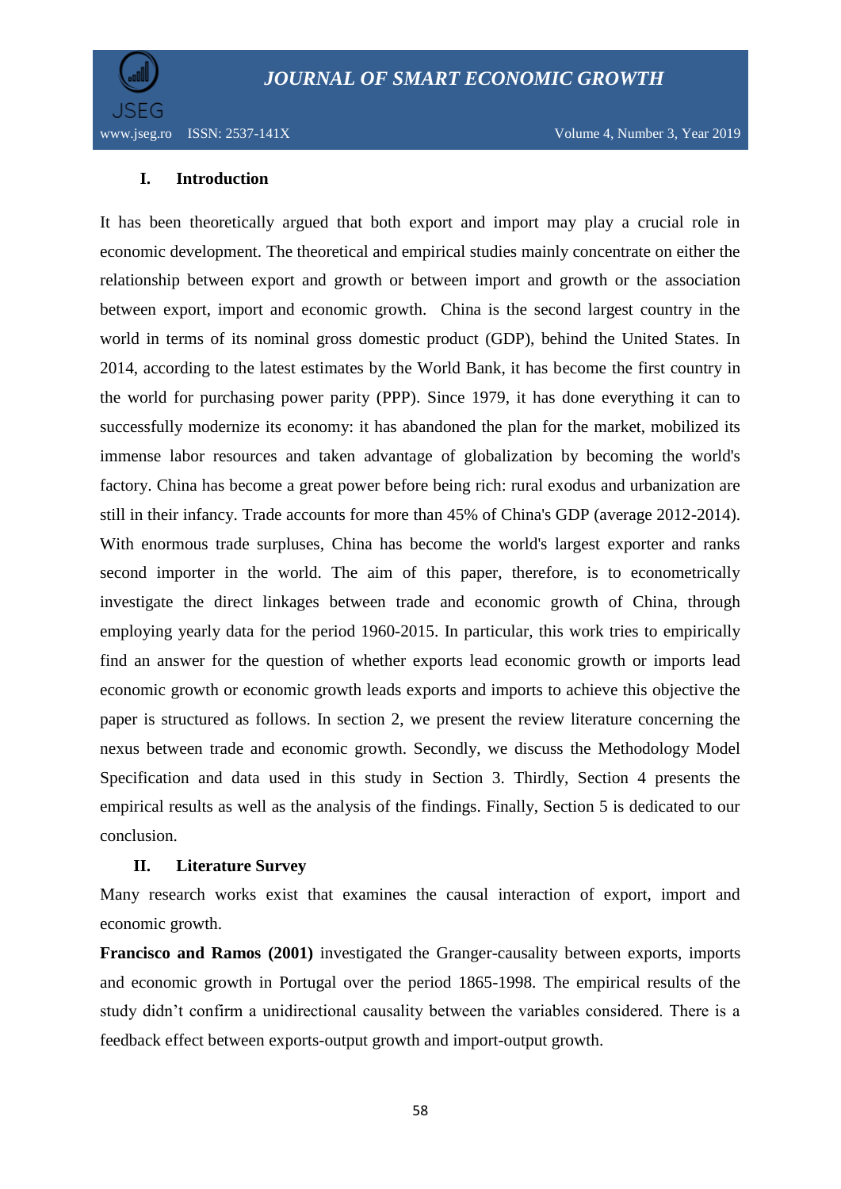## I. Introduction

It has been theoretically argued that both export and import may play a crucial role in economic development. The theoretical and empirical studies mainly concentrate on either the relationship between export and growth or between import and growth or the association between export, import and economic growth. China is the second largest country in the world in terms of its nominal gross domestic product (GDP), behind the United States. In 2014, according to the latest estimates by the World Bank, it has become the first country in the world for purchasing power parity (PPP). Since 1979, it has done everything it can to successfully modernize its economy: it has abandoned the plan for the market, mobilized its immense labor resources and taken advantage of globalization by becoming the world's factory. China has become a great power before being rich: rural exodus and urbanization are still in their infancy. Trade accounts for more than 45% of China's GDP (average 2012-2014). With enormous trade surpluses, China has become the world's largest exporter and ranks second importer in the world. The aim of this paper, therefore, is to econometrically investigate the direct linkages between trade and economic growth of China, through employing yearly data for the period 1960-2015. In particular, this work tries to empirically find an answer for the question of whether exports lead economic growth or imports lead economic growth or economic growth leads exports and imports to achieve this objective the paper is structured as follows. In section 2, we present the review literature concerning the nexus between trade and economic growth. Secondly, we discuss the Methodology Model Specification and data used in this study in Section 3. Thirdly, Section 4 presents the empirical results as well as the analysis of the findings. Finally, Section 5 is dedicated to our conclusion.

## II. Literature Survey

Many research works exist that examines the causal interaction of export, import and economic growth.

**Francisco and Ramos (2001)** investigated the Granger-causality between exports, imports and economic growth in Portugal over the period 1865-1998. The empirical results of the study didn't confirm a unidirectional causality between the variables considered. There is a feedback effect between exports-output growth and import-output growth.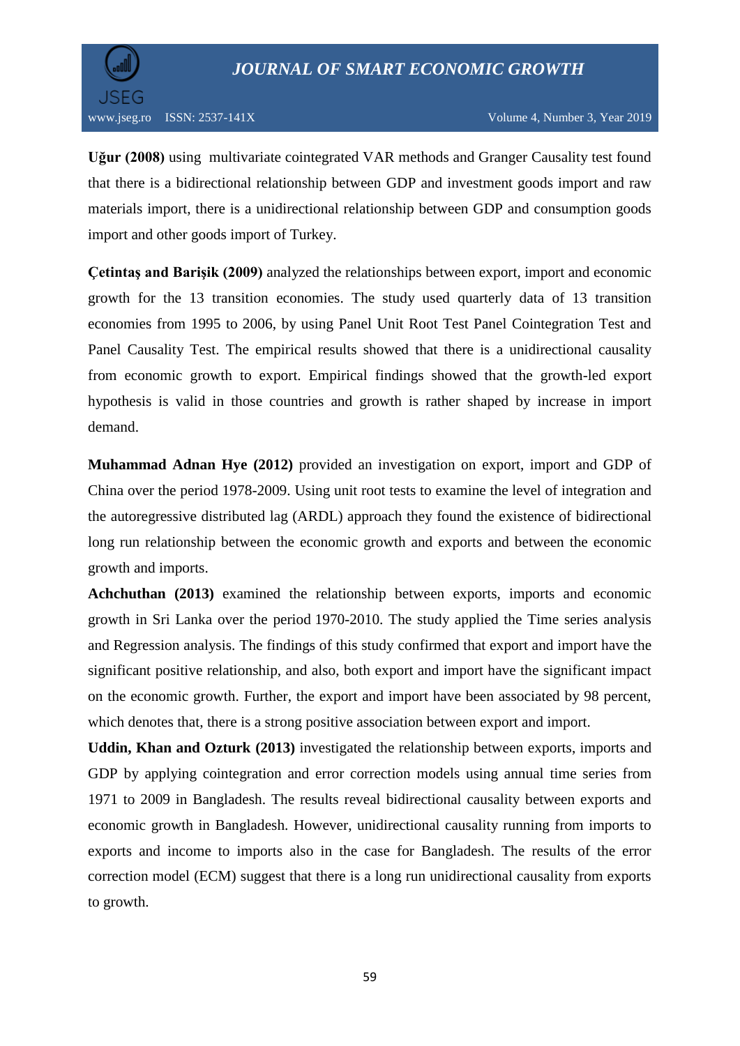**Uğur (2008)** using multivariate cointegrated VAR methods and Granger Causality test found that there is a bidirectional relationship between GDP and investment goods import and raw materials import, there is a unidirectional relationship between GDP and consumption goods import and other goods import of Turkey.

**Çetintaş and Barişik (2009)** analyzed the relationships between export, import and economic growth for the 13 transition economies. The study used quarterly data of 13 transition economies from 1995 to 2006, by using Panel Unit Root Test Panel Cointegration Test and Panel Causality Test. The empirical results showed that there is a unidirectional causality from economic growth to export. Empirical findings showed that the growth-led export hypothesis is valid in those countries and growth is rather shaped by increase in import demand.

**Muhammad Adnan Hye (2012)** provided an investigation on export, import and GDP of China over the period 1978-2009. Using unit root tests to examine the level of integration and the autoregressive distributed lag (ARDL) approach they found the existence of bidirectional long run relationship between the economic growth and exports and between the economic growth and imports.

**Achchuthan (2013)** examined the relationship between exports, imports and economic growth in Sri Lanka over the period 1970-2010. The study applied the Time series analysis and Regression analysis. The findings of this study confirmed that export and import have the significant positive relationship, and also, both export and import have the significant impact on the economic growth. Further, the export and import have been associated by 98 percent, which denotes that, there is a strong positive association between export and import.

**Uddin, Khan and Ozturk (2013)** investigated the relationship between exports, imports and GDP by applying cointegration and error correction models using annual time series from 1971 to 2009 in Bangladesh. The results reveal bidirectional causality between exports and economic growth in Bangladesh. However, unidirectional causality running from imports to exports and income to imports also in the case for Bangladesh. The results of the error correction model (ECM) suggest that there is a long run unidirectional causality from exports to growth.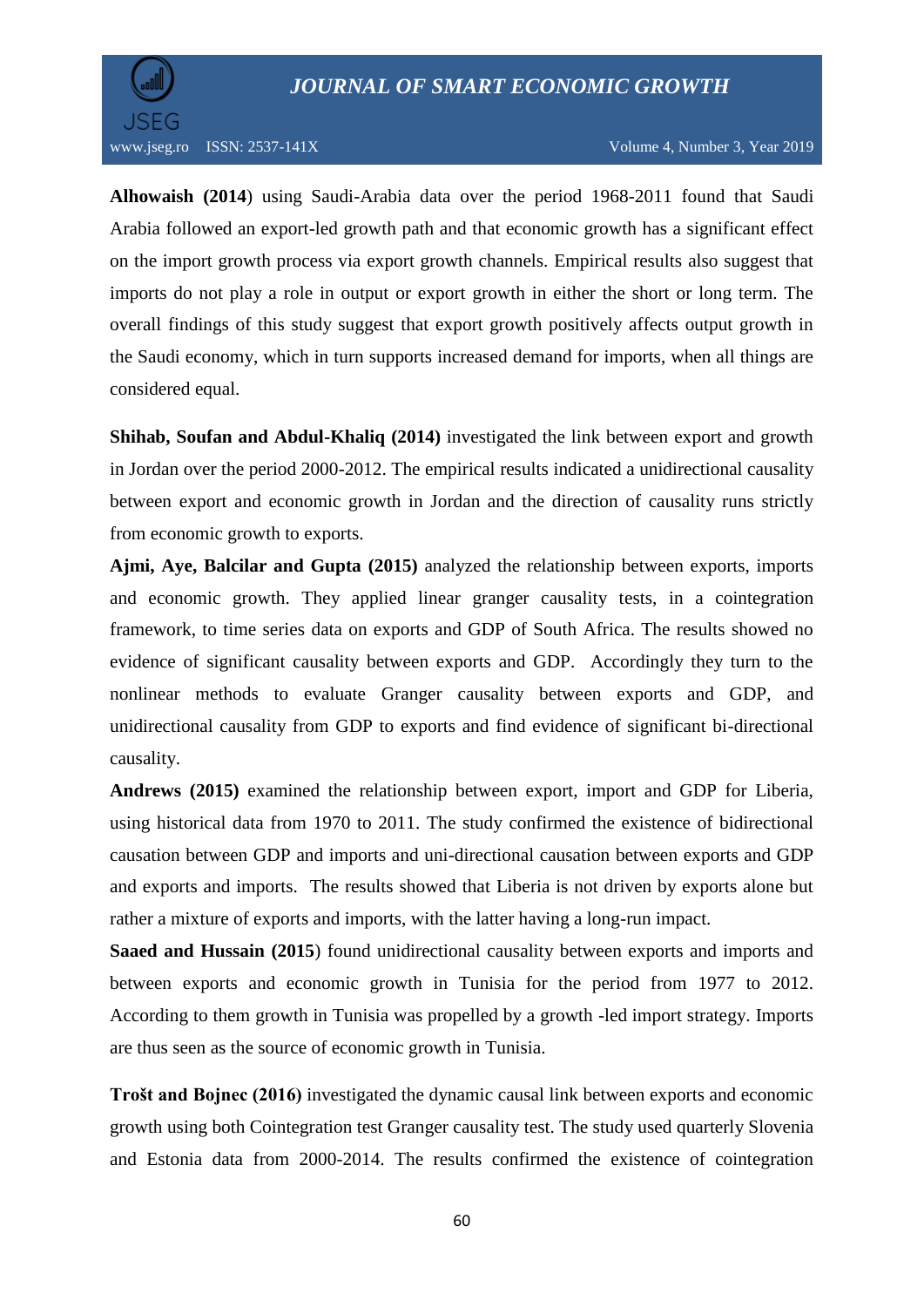**Alhowaish (2014**) using Saudi-Arabia data over the period 1968-2011 found that Saudi Arabia followed an export-led growth path and that economic growth has a significant effect on the import growth process via export growth channels. Empirical results also suggest that imports do not play a role in output or export growth in either the short or long term. The overall findings of this study suggest that export growth positively affects output growth in the Saudi economy, which in turn supports increased demand for imports, when all things are considered equal.

**Shihab, Soufan and Abdul-Khaliq (2014)** investigated the link between export and growth in Jordan over the period 2000-2012. The empirical results indicated a unidirectional causality between export and economic growth in Jordan and the direction of causality runs strictly from economic growth to exports.

**Ajmi, Aye, Balcilar and Gupta (2015)** analyzed the relationship between exports, imports and economic growth. They applied linear granger causality tests, in a cointegration framework, to time series data on exports and GDP of South Africa. The results showed no evidence of significant causality between exports and GDP. Accordingly they turn to the nonlinear methods to evaluate Granger causality between exports and GDP, and unidirectional causality from GDP to exports and find evidence of significant bi-directional causality.

**Andrews (2015)** examined the relationship between export, import and GDP for Liberia, using historical data from 1970 to 2011. The study confirmed the existence of bidirectional causation between GDP and imports and uni-directional causation between exports and GDP and exports and imports. The results showed that Liberia is not driven by exports alone but rather a mixture of exports and imports, with the latter having a long-run impact.

**Saaed and Hussain (2015**) found unidirectional causality between exports and imports and between exports and economic growth in Tunisia for the period from 1977 to 2012. According to them growth in Tunisia was propelled by a growth -led import strategy. Imports are thus seen as the source of economic growth in Tunisia.

**Trošt and Bojnec (2016)** investigated the dynamic causal link between exports and economic growth using both Cointegration test Granger causality test. The study used quarterly Slovenia and Estonia data from 2000-2014. The results confirmed the existence of cointegration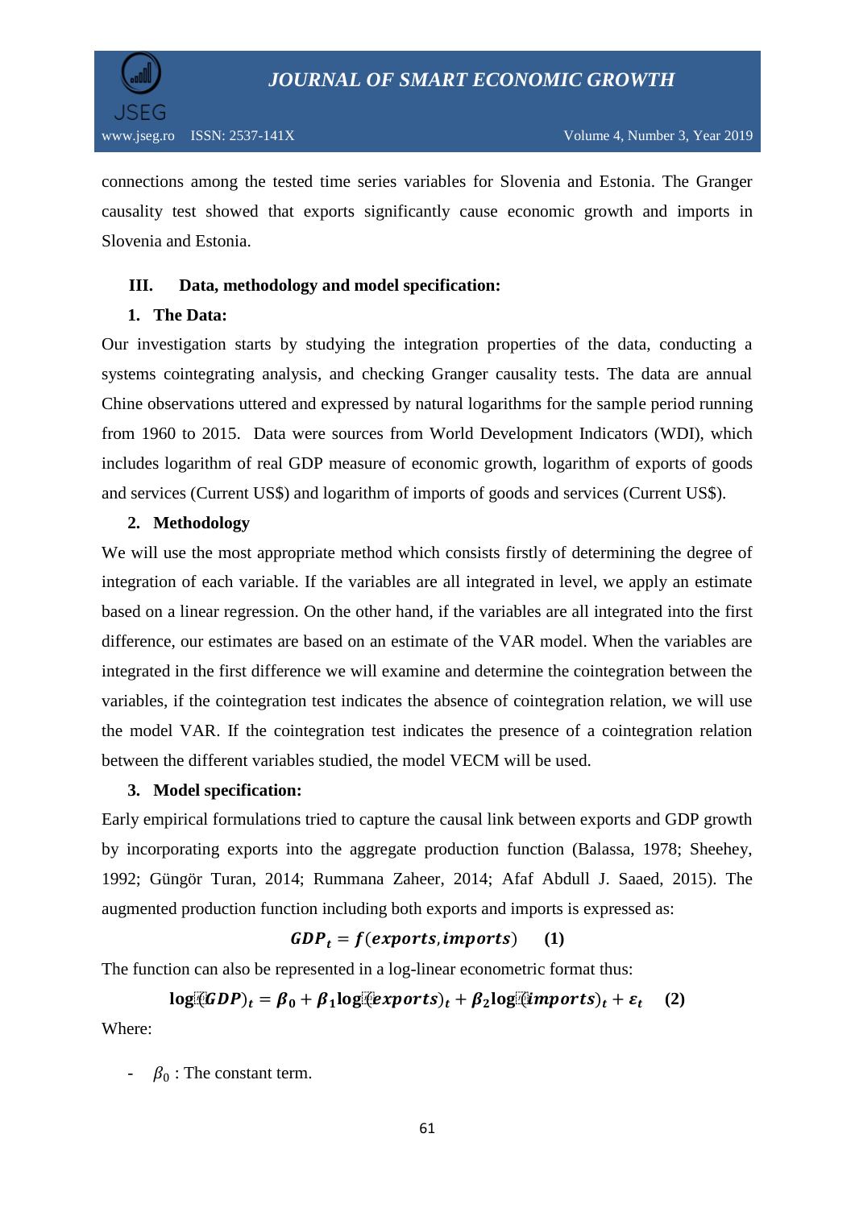connections among the tested time series variables for Slovenia and Estonia. The Granger causality test showed that exports significantly cause economic growth and imports in Slovenia and Estonia.

## III. Data, methodology and model specification:

### 1. The Data:

Our investigation starts by studying the integration properties of the data, conducting a systems cointegrating analysis, and checking Granger causality tests. The data are annual Chine observations uttered and expressed by natural logarithms for the sample period running from 1960 to 2015. Data were sources from World Development Indicators (WDI), which includes logarithm of real GDP measure of economic growth, logarithm of exports of goods and services (Current US$) and logarithm of imports of goods and services (Current US$).

### 2. Methodology

We will use the most appropriate method which consists firstly of determining the degree of integration of each variable. If the variables are all integrated in level, we apply an estimate based on a linear regression. On the other hand, if the variables are all integrated into the first difference, our estimates are based on an estimate of the VAR model. When the variables are integrated in the first difference we will examine and determine the cointegration between the variables, if the cointegration test indicates the absence of cointegration relation, we will use the model VAR. If the cointegration test indicates the presence of a cointegration relation between the different variables studied, the model VECM will be used.

### 3. Model specification:

Early empirical formulations tried to capture the causal link between exports and GDP growth by incorporating exports into the aggregate production function (Balassa, 1978; Sheehey, 1992; Güngör Turan, 2014; Rummana Zaheer, 2014; Afaf Abdull J. Saaed, 2015). The augmented production function including both exports and imports is expressed as:

$$GDP_t = f(exports, imports) \quad \textbf{(1)}$$

The function can also be represented in a log-linear econometric format thus:

$$\log(GDP)_t = \beta_0 + \beta_1 \log(exports)_t + \beta_2 \log(imports)_t + \varepsilon_t \quad \textbf{(2)}$$

Where:

- $\beta_0$ : The constant term.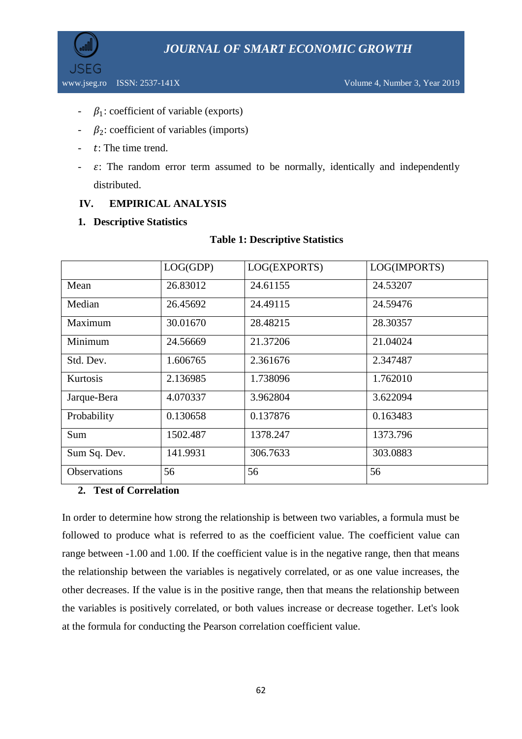- $\beta_1$: coefficient of variable (exports)
- $\beta_2$: coefficient of variables (imports)
- $t$: The time trend.
- $\varepsilon$: The random error term assumed to be normally, identically and independently distributed.

## IV. EMPIRICAL ANALYSIS

### 1. Descriptive Statistics

**Table 1: Descriptive Statistics**

| | LOG(GDP) | LOG(EXPORTS) | LOG(IMPORTS) |
|---|---|---|---|
| Mean | 26.83012 | 24.61155 | 24.53207 |
| Median | 26.45692 | 24.49115 | 24.59476 |
| Maximum | 30.01670 | 28.48215 | 28.30357 |
| Minimum | 24.56669 | 21.37206 | 21.04024 |
| Std. Dev. | 1.606765 | 2.361676 | 2.347487 |
| Kurtosis | 2.136985 | 1.738096 | 1.762010 |
| Jarque-Bera | 4.070337 | 3.962804 | 3.622094 |
| Probability | 0.130658 | 0.137876 | 0.163483 |
| Sum | 1502.487 | 1378.247 | 1373.796 |
| Sum Sq. Dev. | 141.9931 | 306.7633 | 303.0883 |
| Observations | 56 | 56 | 56 |

### 2. Test of Correlation

In order to determine how strong the relationship is between two variables, a formula must be followed to produce what is referred to as the coefficient value. The coefficient value can range between -1.00 and 1.00. If the coefficient value is in the negative range, then that means the relationship between the variables is negatively correlated, or as one value increases, the other decreases. If the value is in the positive range, then that means the relationship between the variables is positively correlated, or both values increase or decrease together. Let's look at the formula for conducting the Pearson correlation coefficient value.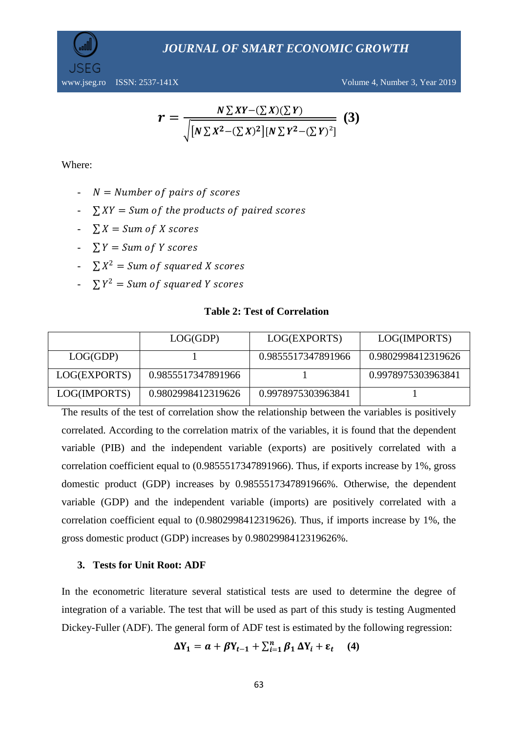$$r = \frac{N\sum XY - (\sum X)(\sum Y)}{\sqrt{[N\sum X^2 - (\sum X)^2][N\sum Y^2 - (\sum Y)^2]}} \quad (3)$$

Where:

- $N = Number\ of\ pairs\ of\ scores$
- $\sum XY = Sum\ of\ the\ products\ of\ paired\ scores$
- $\sum X = Sum\ of\ X\ scores$
- $\sum Y = Sum\ of\ Y\ scores$
- $\sum X^2 = Sum\ of\ squared\ X\ scores$
- $\sum Y^2 = Sum\ of\ squared\ Y\ scores$

**Table 2: Test of Correlation**

| | LOG(GDP) | LOG(EXPORTS) | LOG(IMPORTS) |
|---|---|---|---|
| LOG(GDP) | 1 | 0.9855517347891966 | 0.9802998412319626 |
| LOG(EXPORTS) | 0.9855517347891966 | 1 | 0.9978975303963841 |
| LOG(IMPORTS) | 0.9802998412319626 | 0.9978975303963841 | 1 |

The results of the test of correlation show the relationship between the variables is positively correlated. According to the correlation matrix of the variables, it is found that the dependent variable (PIB) and the independent variable (exports) are positively correlated with a correlation coefficient equal to (0.9855517347891966). Thus, if exports increase by 1%, gross domestic product (GDP) increases by 0.9855517347891966%. Otherwise, the dependent variable (GDP) and the independent variable (imports) are positively correlated with a correlation coefficient equal to (0.9802998412319626). Thus, if imports increase by 1%, the gross domestic product (GDP) increases by 0.9802998412319626%.

### 3. Tests for Unit Root: ADF

In the econometric literature several statistical tests are used to determine the degree of integration of a variable. The test that will be used as part of this study is testing Augmented Dickey-Fuller (ADF). The general form of ADF test is estimated by the following regression:

$$\Delta Y_1 = a + \beta Y_{t-1} + \sum_{i=1}^{n} \beta_1 \Delta Y_i + \varepsilon_t \quad (4)$$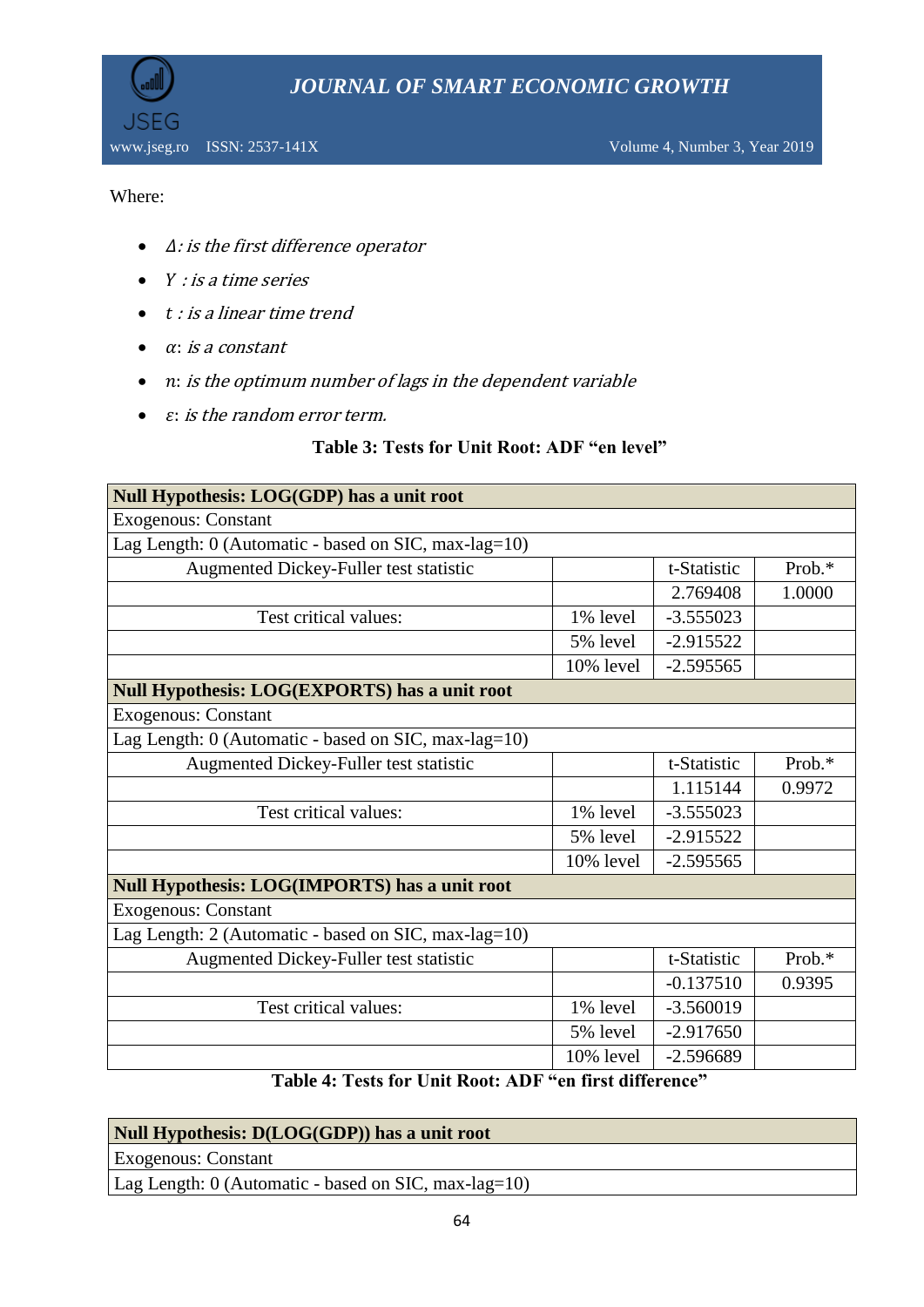Where:

- $\Delta$*: is the first difference operator*
- $Y$ *: is a time series*
- $t$ *: is a linear time trend*
- $\alpha$*: is a constant*
- $n$*: is the optimum number of lags in the dependent variable*
- $\varepsilon$*: is the random error term.*

**Table 3: Tests for Unit Root: ADF "en level"**

| **Null Hypothesis: LOG(GDP) has a unit root** | | | |
|---|---|---|---|
| Exogenous: Constant | | | |
| Lag Length: 0 (Automatic - based on SIC, max-lag=10) | | | |
| Augmented Dickey-Fuller test statistic | | t-Statistic | Prob.* |
| | | 2.769408 | 1.0000 |
| Test critical values: | 1% level | -3.555023 | |
| | 5% level | -2.915522 | |
| | 10% level | -2.595565 | |
| **Null Hypothesis: LOG(EXPORTS) has a unit root** | | | |
| Exogenous: Constant | | | |
| Lag Length: 0 (Automatic - based on SIC, max-lag=10) | | | |
| Augmented Dickey-Fuller test statistic | | t-Statistic | Prob.* |
| | | 1.115144 | 0.9972 |
| Test critical values: | 1% level | -3.555023 | |
| | 5% level | -2.915522 | |
| | 10% level | -2.595565 | |
| **Null Hypothesis: LOG(IMPORTS) has a unit root** | | | |
| Exogenous: Constant | | | |
| Lag Length: 2 (Automatic - based on SIC, max-lag=10) | | | |
| Augmented Dickey-Fuller test statistic | | t-Statistic | Prob.* |
| | | -0.137510 | 0.9395 |
| Test critical values: | 1% level | -3.560019 | |
| | 5% level | -2.917650 | |
| | 10% level | -2.596689 | |

**Table 4: Tests for Unit Root: ADF "en first difference"**

| **Null Hypothesis: D(LOG(GDP)) has a unit root** |
|---|
| Exogenous: Constant |
| Lag Length: 0 (Automatic - based on SIC, max-lag=10) |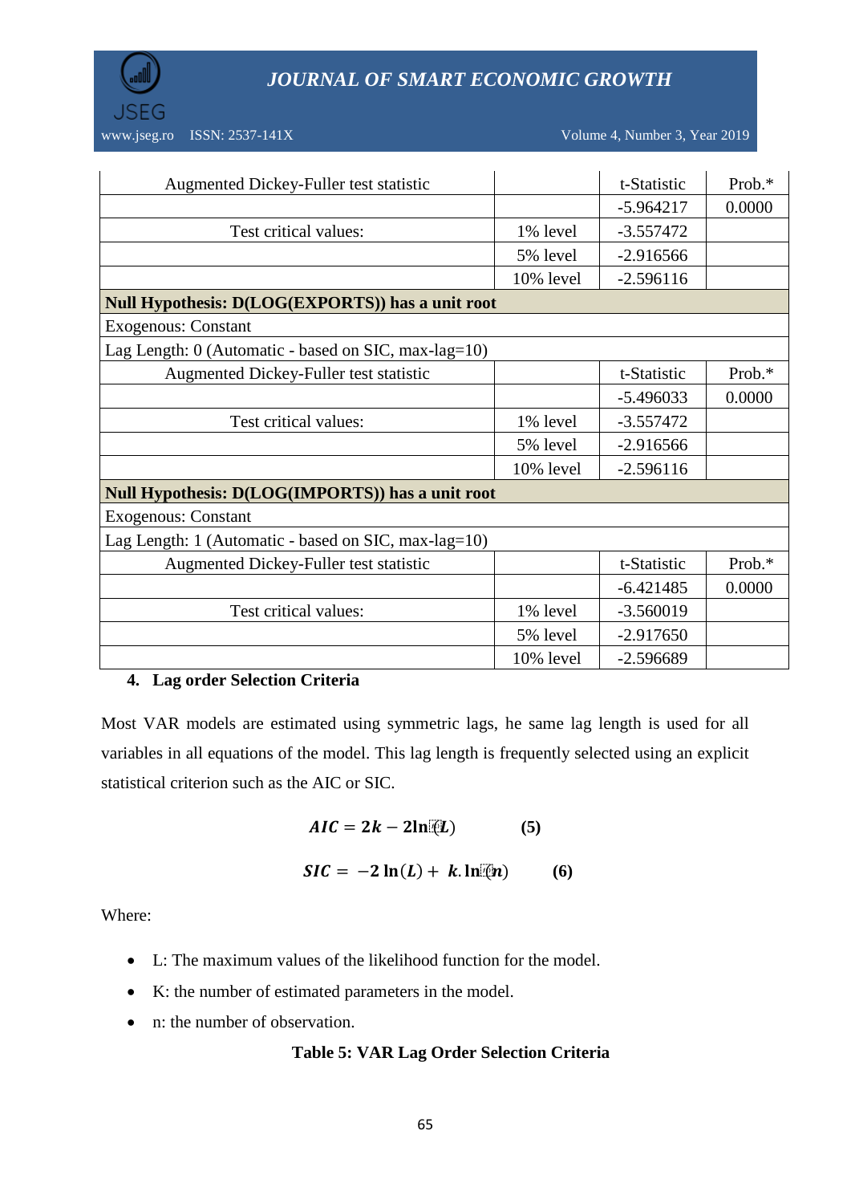| Augmented Dickey-Fuller test statistic | | t-Statistic | Prob.* |
|---|---|---|---|
| | | -5.964217 | 0.0000 |
| Test critical values: | 1% level | -3.557472 | |
| | 5% level | -2.916566 | |
| | 10% level | -2.596116 | |
| **Null Hypothesis: D(LOG(EXPORTS)) has a unit root** | | | |
| Exogenous: Constant | | | |
| Lag Length: 0 (Automatic - based on SIC, max-lag=10) | | | |
| Augmented Dickey-Fuller test statistic | | t-Statistic | Prob.* |
| | | -5.496033 | 0.0000 |
| Test critical values: | 1% level | -3.557472 | |
| | 5% level | -2.916566 | |
| | 10% level | -2.596116 | |
| **Null Hypothesis: D(LOG(IMPORTS)) has a unit root** | | | |
| Exogenous: Constant | | | |
| Lag Length: 1 (Automatic - based on SIC, max-lag=10) | | | |
| Augmented Dickey-Fuller test statistic | | t-Statistic | Prob.* |
| | | -6.421485 | 0.0000 |
| Test critical values: | 1% level | -3.560019 | |
| | 5% level | -2.917650 | |
| | 10% level | -2.596689 | |

## 4. Lag order Selection Criteria

Most VAR models are estimated using symmetric lags, he same lag length is used for all variables in all equations of the model. This lag length is frequently selected using an explicit statistical criterion such as the AIC or SIC.

$$AIC = 2k - 2\ln(L) \qquad \textbf{(5)}$$

$$SIC = -2\ln(L) + k.\ln(n) \qquad \textbf{(6)}$$

Where:

- L: The maximum values of the likelihood function for the model.
- K: the number of estimated parameters in the model.
- n: the number of observation.

**Table 5: VAR Lag Order Selection Criteria**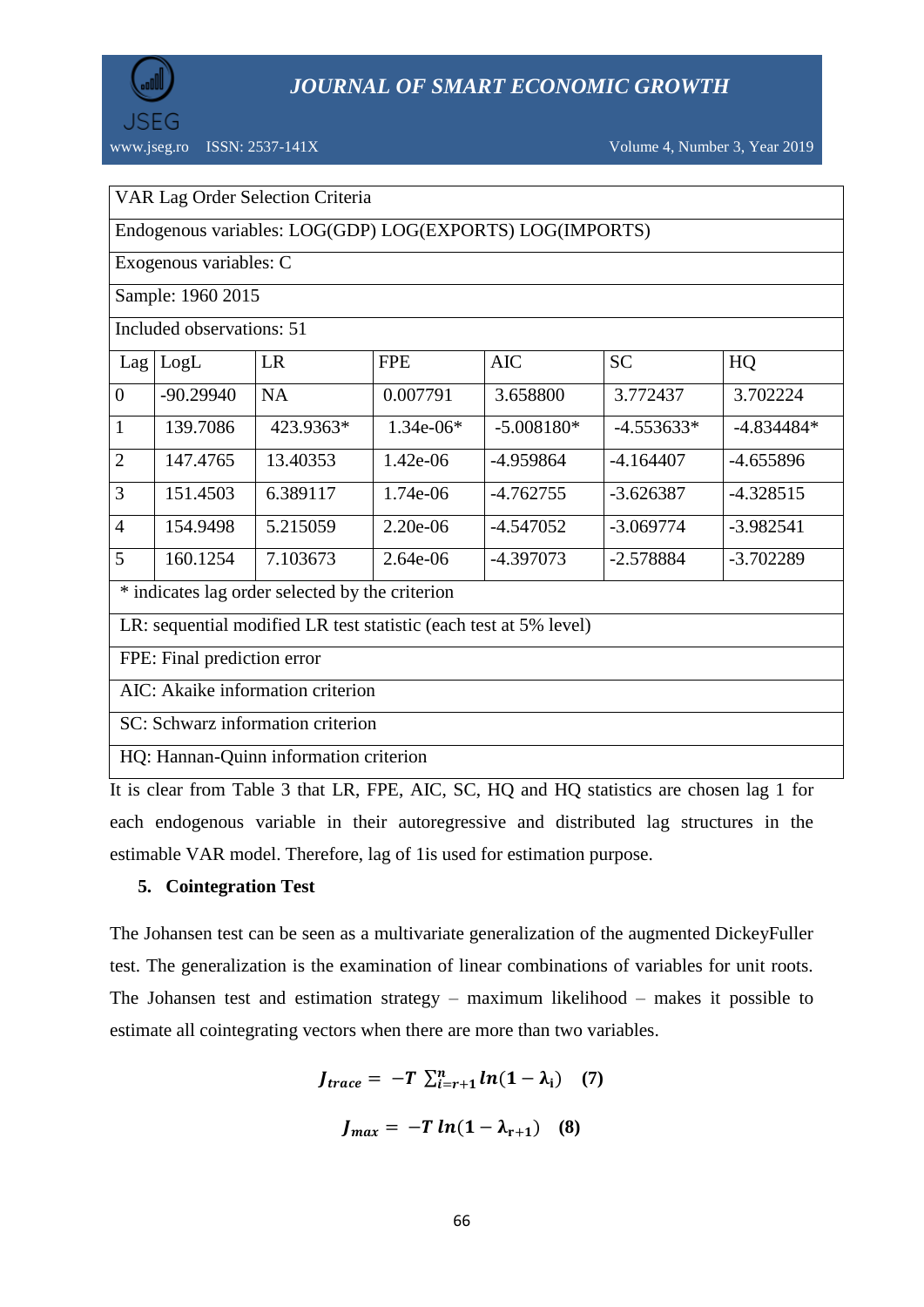VAR Lag Order Selection Criteria

Endogenous variables: LOG(GDP) LOG(EXPORTS) LOG(IMPORTS)

Exogenous variables: C

Sample: 1960 2015

Included observations: 51

| Lag | LogL | LR | FPE | AIC | SC | HQ |
|---|---|---|---|---|---|---|
| 0 | -90.29940 | NA | 0.007791 | 3.658800 | 3.772437 | 3.702224 |
| 1 | 139.7086 | 423.9363* | 1.34e-06* | -5.008180* | -4.553633* | -4.834484* |
| 2 | 147.4765 | 13.40353 | 1.42e-06 | -4.959864 | -4.164407 | -4.655896 |
| 3 | 151.4503 | 6.389117 | 1.74e-06 | -4.762755 | -3.626387 | -4.328515 |
| 4 | 154.9498 | 5.215059 | 2.20e-06 | -4.547052 | -3.069774 | -3.982541 |
| 5 | 160.1254 | 7.103673 | 2.64e-06 | -4.397073 | -2.578884 | -3.702289 |

* indicates lag order selected by the criterion

LR: sequential modified LR test statistic (each test at 5% level)

FPE: Final prediction error

AIC: Akaike information criterion

SC: Schwarz information criterion

HQ: Hannan-Quinn information criterion

It is clear from Table 3 that LR, FPE, AIC, SC, HQ and HQ statistics are chosen lag 1 for each endogenous variable in their autoregressive and distributed lag structures in the estimable VAR model. Therefore, lag of 1is used for estimation purpose.

## 5. Cointegration Test

The Johansen test can be seen as a multivariate generalization of the augmented DickeyFuller test. The generalization is the examination of linear combinations of variables for unit roots. The Johansen test and estimation strategy – maximum likelihood – makes it possible to estimate all cointegrating vectors when there are more than two variables.

$$J_{trace} = -T \sum_{i=r+1}^{n} ln(1 - \lambda_i) \quad (7)$$

$$J_{max} = -T\, ln(1 - \lambda_{r+1}) \quad (8)$$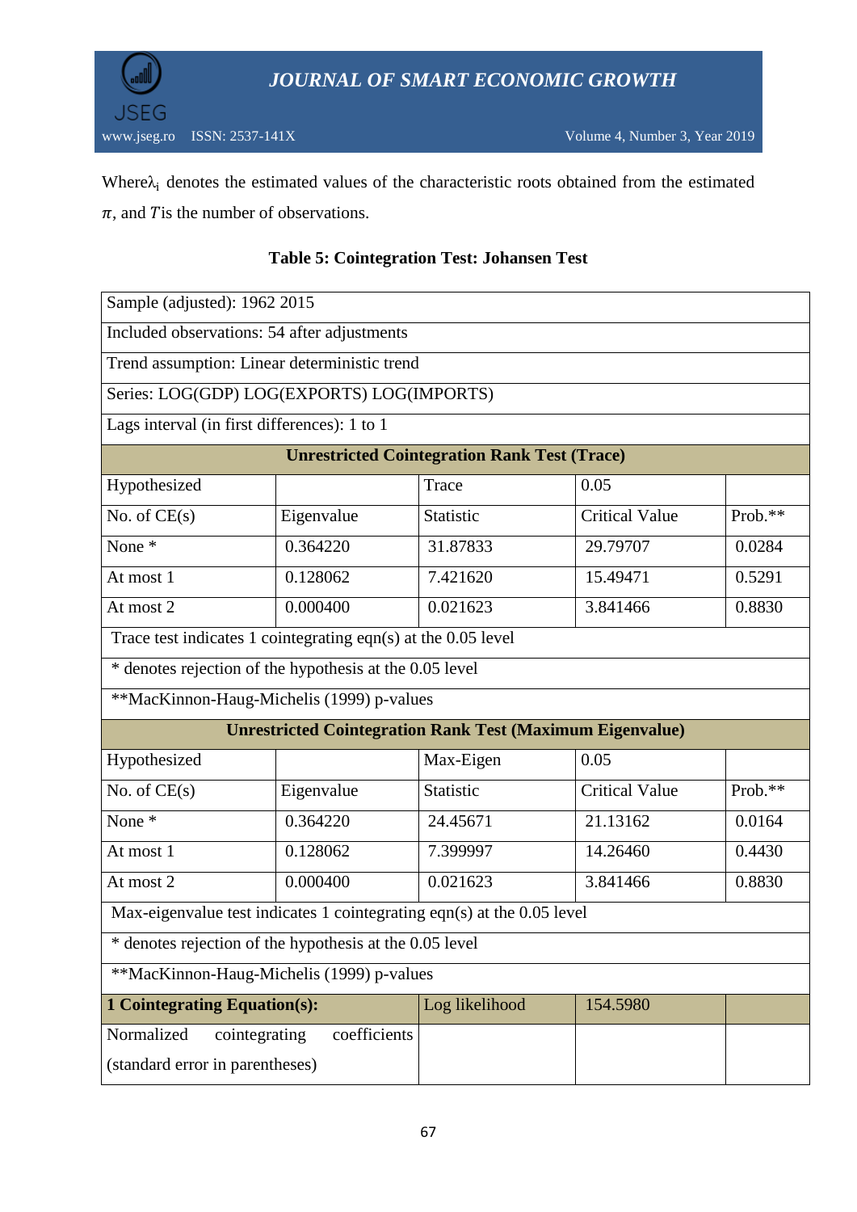Where $\lambda_i$ denotes the estimated values of the characteristic roots obtained from the estimated $\pi$, and $T$ is the number of observations.

**Table 5: Cointegration Test: Johansen Test**

| Sample (adjusted): 1962 2015 | | | | |
|---|---|---|---|---|
| Included observations: 54 after adjustments | | | | |
| Trend assumption: Linear deterministic trend | | | | |
| Series: LOG(GDP) LOG(EXPORTS) LOG(IMPORTS) | | | | |
| Lags interval (in first differences): 1 to 1 | | | | |
| **Unrestricted Cointegration Rank Test (Trace)** | | | | |
| Hypothesized | | Trace | 0.05 | |
| No. of CE(s) | Eigenvalue | Statistic | Critical Value | Prob.** |
| None * | 0.364220 | 31.87833 | 29.79707 | 0.0284 |
| At most 1 | 0.128062 | 7.421620 | 15.49471 | 0.5291 |
| At most 2 | 0.000400 | 0.021623 | 3.841466 | 0.8830 |
| Trace test indicates 1 cointegrating eqn(s) at the 0.05 level | | | | |
| * denotes rejection of the hypothesis at the 0.05 level | | | | |
| **MacKinnon-Haug-Michelis (1999) p-values | | | | |
| **Unrestricted Cointegration Rank Test (Maximum Eigenvalue)** | | | | |
| Hypothesized | | Max-Eigen | 0.05 | |
| No. of CE(s) | Eigenvalue | Statistic | Critical Value | Prob.** |
| None * | 0.364220 | 24.45671 | 21.13162 | 0.0164 |
| At most 1 | 0.128062 | 7.399997 | 14.26460 | 0.4430 |
| At most 2 | 0.000400 | 0.021623 | 3.841466 | 0.8830 |
| Max-eigenvalue test indicates 1 cointegrating eqn(s) at the 0.05 level | | | | |
| * denotes rejection of the hypothesis at the 0.05 level | | | | |
| **MacKinnon-Haug-Michelis (1999) p-values | | | | |
| **1 Cointegrating Equation(s):** | | Log likelihood | 154.5980 | |
| Normalized cointegrating coefficients (standard error in parentheses) | | | | |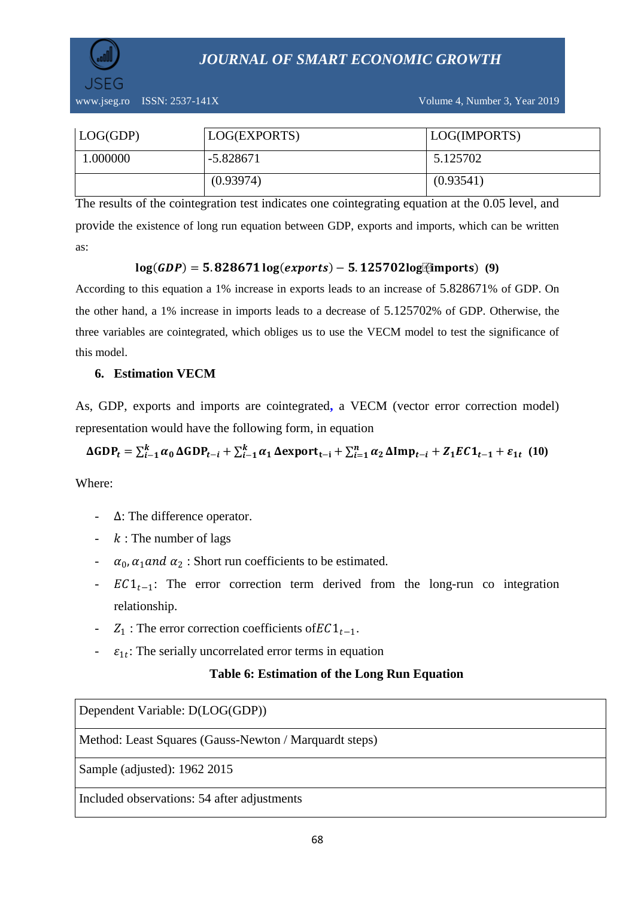| LOG(GDP) | LOG(EXPORTS) | LOG(IMPORTS) |
|---|---|---|
| 1.000000 | -5.828671 | 5.125702 |
| | (0.93974) | (0.93541) |

The results of the cointegration test indicates one cointegrating equation at the 0.05 level, and provide the existence of long run equation between GDP, exports and imports, which can be written as:

$$\log(GDP) = 5.828671\log(exports) - 5.125702\log(imports) \quad (9)$$

According to this equation a 1% increase in exports leads to an increase of 5.828671% of GDP. On the other hand, a 1% increase in imports leads to a decrease of 5.125702% of GDP. Otherwise, the three variables are cointegrated, which obliges us to use the VECM model to test the significance of this model.

## 6. Estimation VECM

As, GDP, exports and imports are cointegrated, a VECM (vector error correction model) representation would have the following form, in equation

$$\Delta GDP_t = \sum_{i-1}^{k} \alpha_0 \Delta GDP_{t-i} + \sum_{i-1}^{k} \alpha_1 \Delta export_{t-i} + \sum_{i=1}^{n} \alpha_2 \Delta Imp_{t-i} + Z_1 EC1_{t-1} + \varepsilon_{1t} \quad (10)$$

Where:

- $\Delta$: The difference operator.
- $k$ : The number of lags
- $\alpha_0, \alpha_1 and\ \alpha_2$ : Short run coefficients to be estimated.
- $EC1_{t-1}$: The error correction term derived from the long-run co integration relationship.
- $Z_1$ : The error correction coefficients of$EC1_{t-1}$.
- $\varepsilon_{1t}$: The serially uncorrelated error terms in equation

**Table 6: Estimation of the Long Run Equation**

| Dependent Variable: D(LOG(GDP)) |
|---|
| Method: Least Squares (Gauss-Newton / Marquardt steps) |
| Sample (adjusted): 1962 2015 |
| Included observations: 54 after adjustments |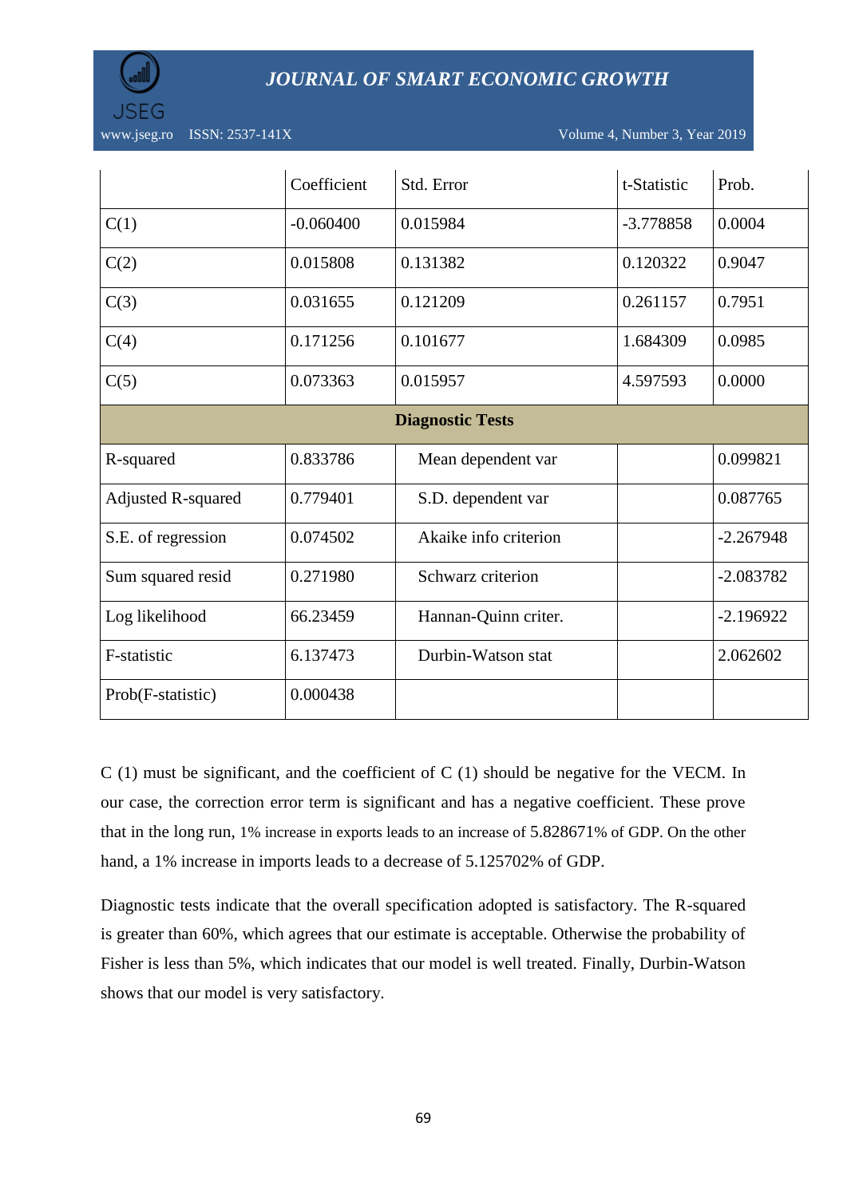| | Coefficient | Std. Error | t-Statistic | Prob. |
|---|---|---|---|---|
| C(1) | -0.060400 | 0.015984 | -3.778858 | 0.0004 |
| C(2) | 0.015808 | 0.131382 | 0.120322 | 0.9047 |
| C(3) | 0.031655 | 0.121209 | 0.261157 | 0.7951 |
| C(4) | 0.171256 | 0.101677 | 1.684309 | 0.0985 |
| C(5) | 0.073363 | 0.015957 | 4.597593 | 0.0000 |
| **Diagnostic Tests** | | | | |
| R-squared | 0.833786 | Mean dependent var | | 0.099821 |
| Adjusted R-squared | 0.779401 | S.D. dependent var | | 0.087765 |
| S.E. of regression | 0.074502 | Akaike info criterion | | -2.267948 |
| Sum squared resid | 0.271980 | Schwarz criterion | | -2.083782 |
| Log likelihood | 66.23459 | Hannan-Quinn criter. | | -2.196922 |
| F-statistic | 6.137473 | Durbin-Watson stat | | 2.062602 |
| Prob(F-statistic) | 0.000438 | | | |

C (1) must be significant, and the coefficient of C (1) should be negative for the VECM. In our case, the correction error term is significant and has a negative coefficient. These prove that in the long run, 1% increase in exports leads to an increase of 5.828671% of GDP. On the other hand, a 1% increase in imports leads to a decrease of 5.125702% of GDP.

Diagnostic tests indicate that the overall specification adopted is satisfactory. The R-squared is greater than 60%, which agrees that our estimate is acceptable. Otherwise the probability of Fisher is less than 5%, which indicates that our model is well treated. Finally, Durbin-Watson shows that our model is very satisfactory.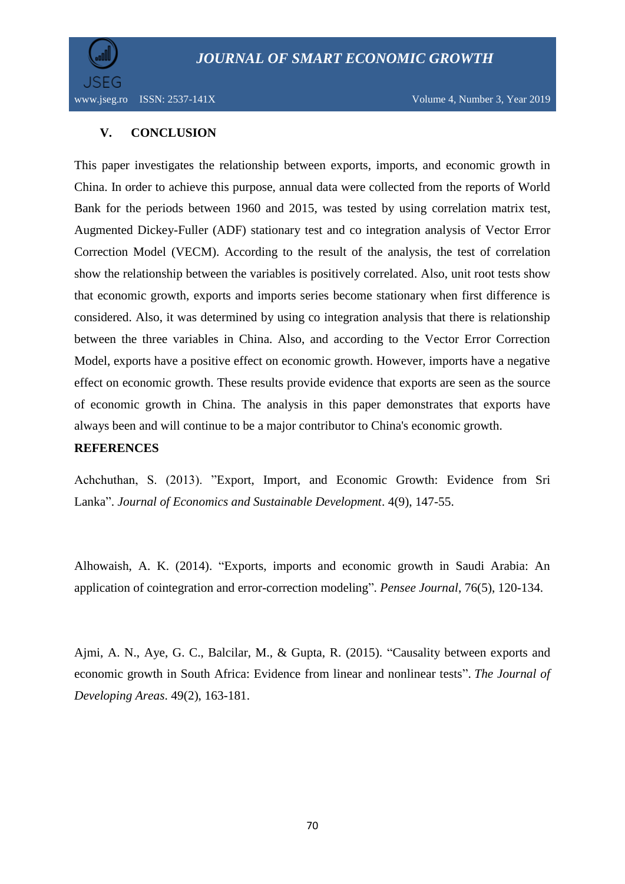## V. CONCLUSION

This paper investigates the relationship between exports, imports, and economic growth in China. In order to achieve this purpose, annual data were collected from the reports of World Bank for the periods between 1960 and 2015, was tested by using correlation matrix test, Augmented Dickey-Fuller (ADF) stationary test and co integration analysis of Vector Error Correction Model (VECM). According to the result of the analysis, the test of correlation show the relationship between the variables is positively correlated. Also, unit root tests show that economic growth, exports and imports series become stationary when first difference is considered. Also, it was determined by using co integration analysis that there is relationship between the three variables in China. Also, and according to the Vector Error Correction Model, exports have a positive effect on economic growth. However, imports have a negative effect on economic growth. These results provide evidence that exports are seen as the source of economic growth in China. The analysis in this paper demonstrates that exports have always been and will continue to be a major contributor to China's economic growth.

## REFERENCES

Achchuthan, S. (2013). "Export, Import, and Economic Growth: Evidence from Sri Lanka". *Journal of Economics and Sustainable Development*. 4(9), 147-55.

Alhowaish, A. K. (2014). "Exports, imports and economic growth in Saudi Arabia: An application of cointegration and error-correction modeling". *Pensee Journal*, 76(5), 120-134.

Ajmi, A. N., Aye, G. C., Balcilar, M., & Gupta, R. (2015). "Causality between exports and economic growth in South Africa: Evidence from linear and nonlinear tests". *The Journal of Developing Areas*. 49(2), 163-181.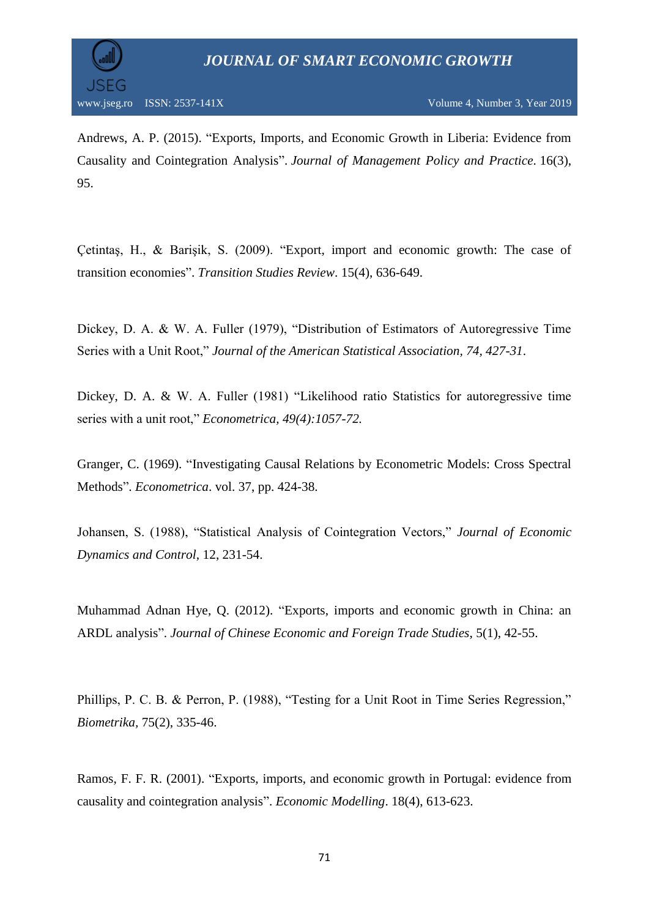Andrews, A. P. (2015). “Exports, Imports, and Economic Growth in Liberia: Evidence from Causality and Cointegration Analysis”. *Journal of Management Policy and Practice*. 16(3), 95.

Çetintaş, H., & Barişik, S. (2009). “Export, import and economic growth: The case of transition economies”. *Transition Studies Review*. 15(4), 636-649.

Dickey, D. A. & W. A. Fuller (1979), “Distribution of Estimators of Autoregressive Time Series with a Unit Root,” *Journal of the American Statistical Association, 74, 427-31*.

Dickey, D. A. & W. A. Fuller (1981) “Likelihood ratio Statistics for autoregressive time series with a unit root,” *Econometrica, 49(4):1057-72.*

Granger, C. (1969). “Investigating Causal Relations by Econometric Models: Cross Spectral Methods”. *Econometrica*. vol. 37, pp. 424-38.

Johansen, S. (1988), “Statistical Analysis of Cointegration Vectors,” *Journal of Economic Dynamics and Control*, 12, 231-54.

Muhammad Adnan Hye, Q. (2012). “Exports, imports and economic growth in China: an ARDL analysis”. *Journal of Chinese Economic and Foreign Trade Studies*, 5(1), 42-55.

Phillips, P. C. B. & Perron, P. (1988), “Testing for a Unit Root in Time Series Regression,” *Biometrika*, 75(2), 335-46.

Ramos, F. F. R. (2001). “Exports, imports, and economic growth in Portugal: evidence from causality and cointegration analysis”. *Economic Modelling*. 18(4), 613-623.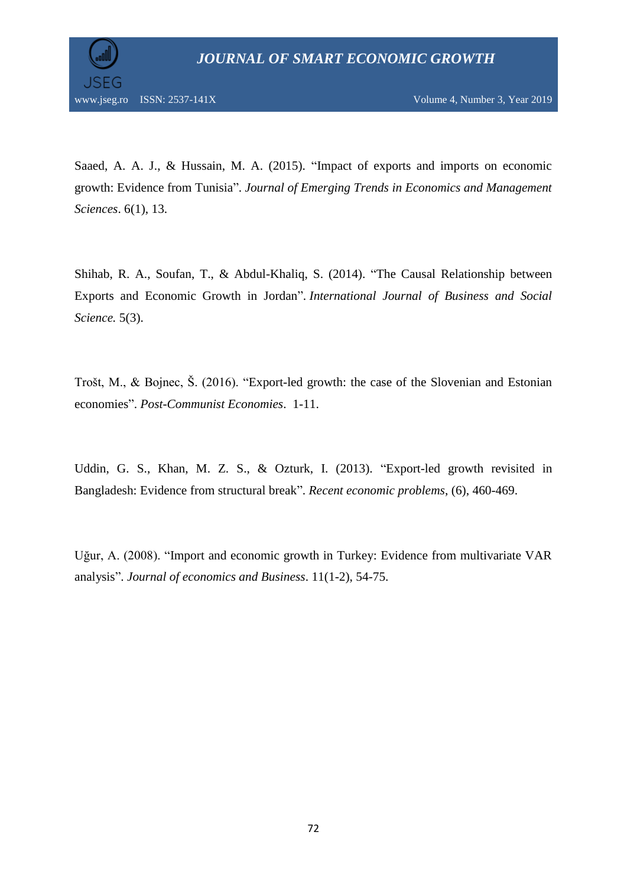Saaed, A. A. J., & Hussain, M. A. (2015). "Impact of exports and imports on economic growth: Evidence from Tunisia". *Journal of Emerging Trends in Economics and Management Sciences*. 6(1), 13.

Shihab, R. A., Soufan, T., & Abdul-Khaliq, S. (2014). "The Causal Relationship between Exports and Economic Growth in Jordan". *International Journal of Business and Social Science.* 5(3).

Trošt, M., & Bojnec, Š. (2016). "Export-led growth: the case of the Slovenian and Estonian economies". *Post-Communist Economies*. 1-11.

Uddin, G. S., Khan, M. Z. S., & Ozturk, I. (2013). "Export-led growth revisited in Bangladesh: Evidence from structural break". *Recent economic problems*, (6), 460-469.

Uğur, A. (2008). "Import and economic growth in Turkey: Evidence from multivariate VAR analysis". *Journal of economics and Business*. 11(1-2), 54-75.